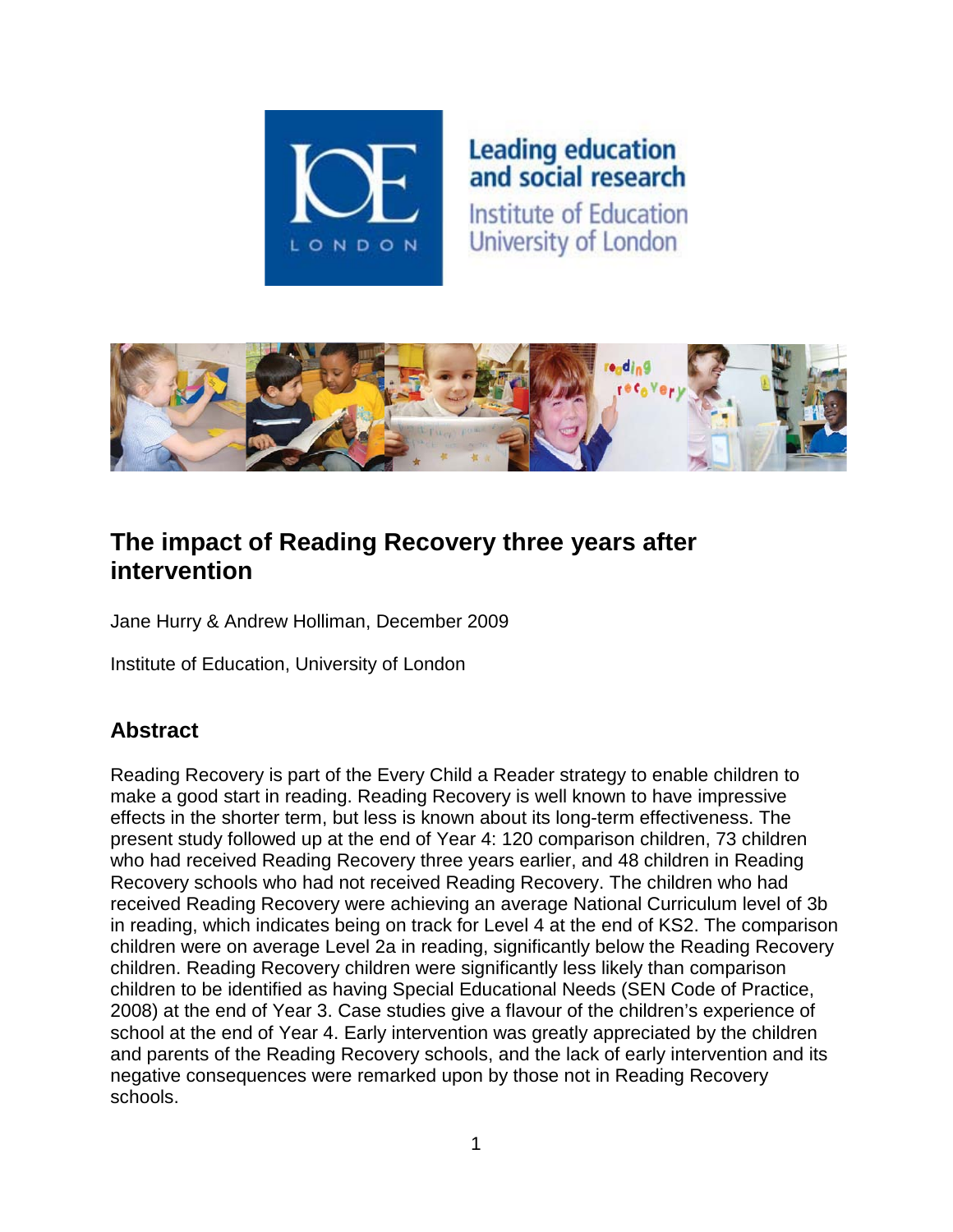Leading education and social research

Institute of Education University of London

# The impact of Reading Recovery three years after intervention

Jane Hurry & Andrew Holliman, December 2009

Institute of Education, University of London

## Abstract

Reading Recovery is part of the Every Child a Reader strategy to enable children to make a good start in reading. Reading Recovery is well known to have impressive effects in the shorter term, but less is known about its long-term effectiveness. The present study followed up at the end of Year 4: 120 comparison children, 73 children who had received Reading Recovery three years earlier, and 48 children in Reading Recovery schools who had not received Reading Recovery. The children who had received Reading Recovery were achieving an average National Curriculum level of 3b in reading, which indicates being on track for Level 4 at the end of KS2. The comparison children were on average Level 2a in reading, significantly below the Reading Recovery children. Reading Recovery children were significantly less likely than comparison children to be identified as having Special Educational Needs (SEN Code of Practice, 2008) at the end of Year 3. Case studies give a flavour of the children's experience of school at the end of Year 4. Early intervention was greatly appreciated by the children and parents of the Reading Recovery schools, and the lack of early intervention and its negative consequences were remarked upon by those not in Reading Recovery schools.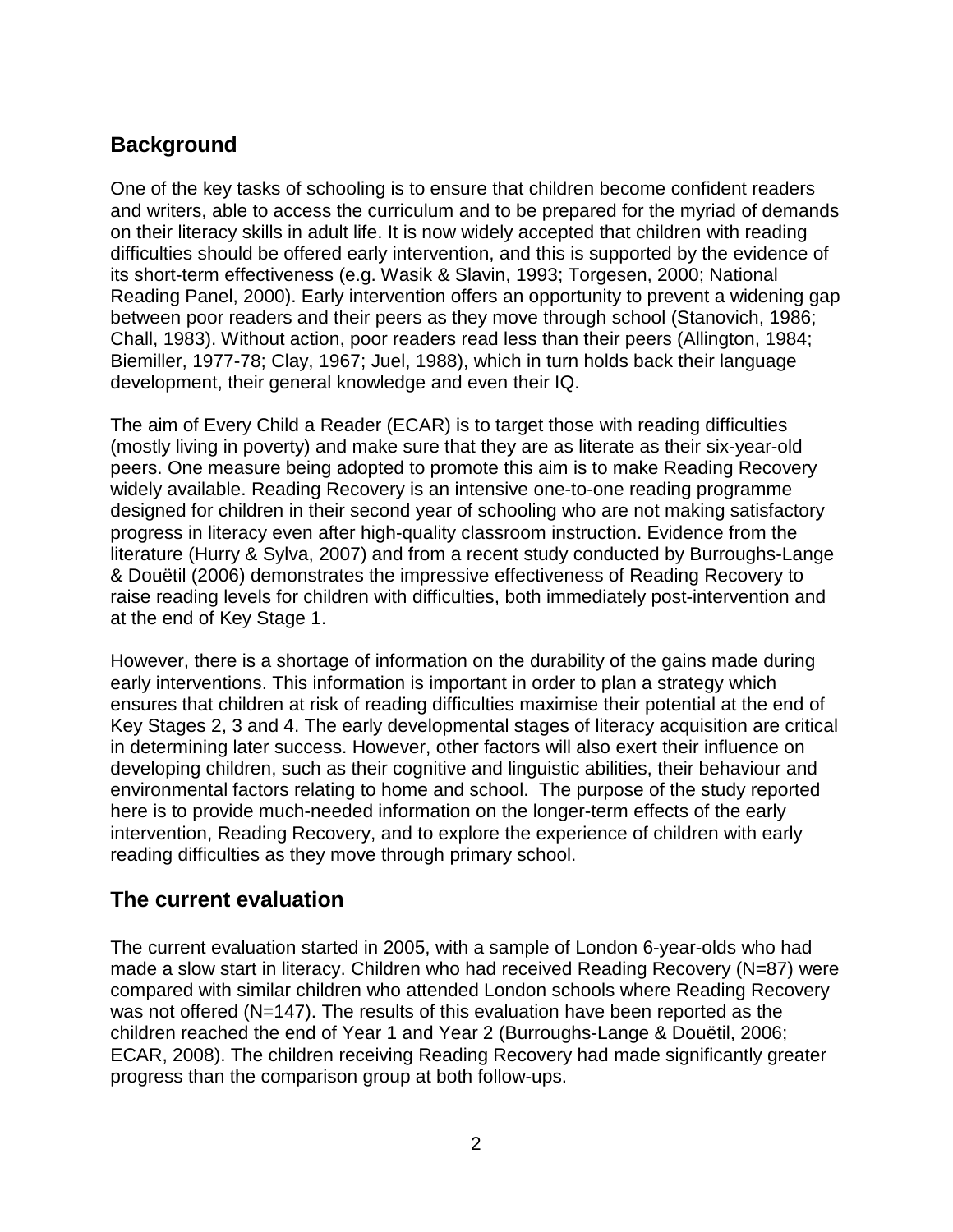## Background

One of the key tasks of schooling is to ensure that children become confident readers and writers, able to access the curriculum and to be prepared for the myriad of demands on their literacy skills in adult life. It is now widely accepted that children with reading difficulties should be offered early intervention, and this is supported by the evidence of its short-term effectiveness (e.g. Wasik & Slavin, 1993; Torgesen, 2000; National Reading Panel, 2000). Early intervention offers an opportunity to prevent a widening gap between poor readers and their peers as they move through school (Stanovich, 1986; Chall, 1983). Without action, poor readers read less than their peers (Allington, 1984; Biemiller, 1977-78; Clay, 1967; Juel, 1988), which in turn holds back their language development, their general knowledge and even their IQ.

The aim of Every Child a Reader (ECAR) is to target those with reading difficulties (mostly living in poverty) and make sure that they are as literate as their six-year-old peers. One measure being adopted to promote this aim is to make Reading Recovery widely available. Reading Recovery is an intensive one-to-one reading programme designed for children in their second year of schooling who are not making satisfactory progress in literacy even after high-quality classroom instruction. Evidence from the literature (Hurry & Sylva, 2007) and from a recent study conducted by Burroughs-Lange & Douëtil (2006) demonstrates the impressive effectiveness of Reading Recovery to raise reading levels for children with difficulties, both immediately post-intervention and at the end of Key Stage 1.

However, there is a shortage of information on the durability of the gains made during early interventions. This information is important in order to plan a strategy which ensures that children at risk of reading difficulties maximise their potential at the end of Key Stages 2, 3 and 4. The early developmental stages of literacy acquisition are critical in determining later success. However, other factors will also exert their influence on developing children, such as their cognitive and linguistic abilities, their behaviour and environmental factors relating to home and school. The purpose of the study reported here is to provide much-needed information on the longer-term effects of the early intervention, Reading Recovery, and to explore the experience of children with early reading difficulties as they move through primary school.

## The current evaluation

The current evaluation started in 2005, with a sample of London 6-year-olds who had made a slow start in literacy. Children who had received Reading Recovery (N=87) were compared with similar children who attended London schools where Reading Recovery was not offered (N=147). The results of this evaluation have been reported as the children reached the end of Year 1 and Year 2 (Burroughs-Lange & Douëtil, 2006; ECAR, 2008). The children receiving Reading Recovery had made significantly greater progress than the comparison group at both follow-ups.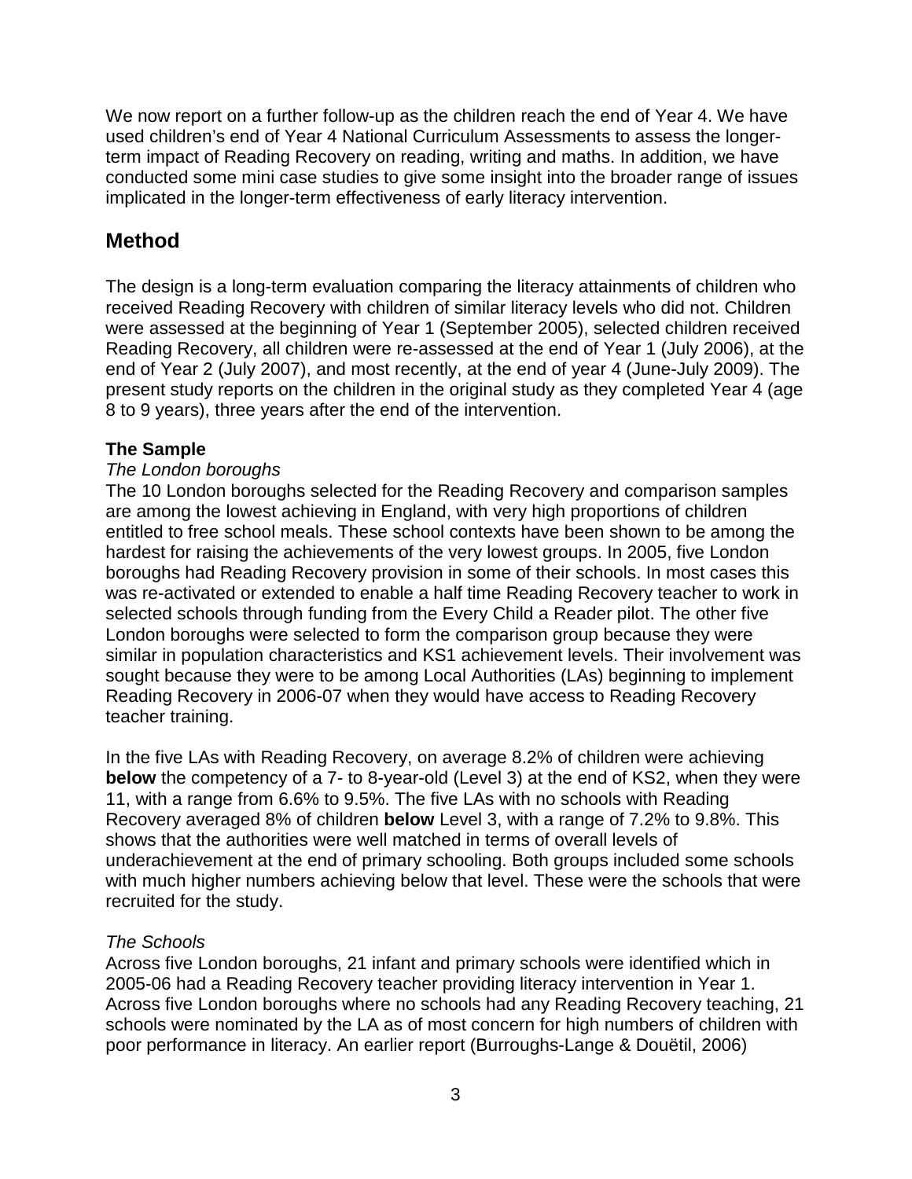We now report on a further follow-up as the children reach the end of Year 4. We have used children's end of Year 4 National Curriculum Assessments to assess the longer-term impact of Reading Recovery on reading, writing and maths. In addition, we have conducted some mini case studies to give some insight into the broader range of issues implicated in the longer-term effectiveness of early literacy intervention.

## Method

The design is a long-term evaluation comparing the literacy attainments of children who received Reading Recovery with children of similar literacy levels who did not. Children were assessed at the beginning of Year 1 (September 2005), selected children received Reading Recovery, all children were re-assessed at the end of Year 1 (July 2006), at the end of Year 2 (July 2007), and most recently, at the end of year 4 (June-July 2009). The present study reports on the children in the original study as they completed Year 4 (age 8 to 9 years), three years after the end of the intervention.

### The Sample

*The London boroughs*

The 10 London boroughs selected for the Reading Recovery and comparison samples are among the lowest achieving in England, with very high proportions of children entitled to free school meals. These school contexts have been shown to be among the hardest for raising the achievements of the very lowest groups. In 2005, five London boroughs had Reading Recovery provision in some of their schools. In most cases this was re-activated or extended to enable a half time Reading Recovery teacher to work in selected schools through funding from the Every Child a Reader pilot. The other five London boroughs were selected to form the comparison group because they were similar in population characteristics and KS1 achievement levels. Their involvement was sought because they were to be among Local Authorities (LAs) beginning to implement Reading Recovery in 2006-07 when they would have access to Reading Recovery teacher training.

In the five LAs with Reading Recovery, on average 8.2% of children were achieving **below** the competency of a 7- to 8-year-old (Level 3) at the end of KS2, when they were 11, with a range from 6.6% to 9.5%. The five LAs with no schools with Reading Recovery averaged 8% of children **below** Level 3, with a range of 7.2% to 9.8%. This shows that the authorities were well matched in terms of overall levels of underachievement at the end of primary schooling. Both groups included some schools with much higher numbers achieving below that level. These were the schools that were recruited for the study.

*The Schools*

Across five London boroughs, 21 infant and primary schools were identified which in 2005-06 had a Reading Recovery teacher providing literacy intervention in Year 1. Across five London boroughs where no schools had any Reading Recovery teaching, 21 schools were nominated by the LA as of most concern for high numbers of children with poor performance in literacy. An earlier report (Burroughs-Lange & Douëtil, 2006)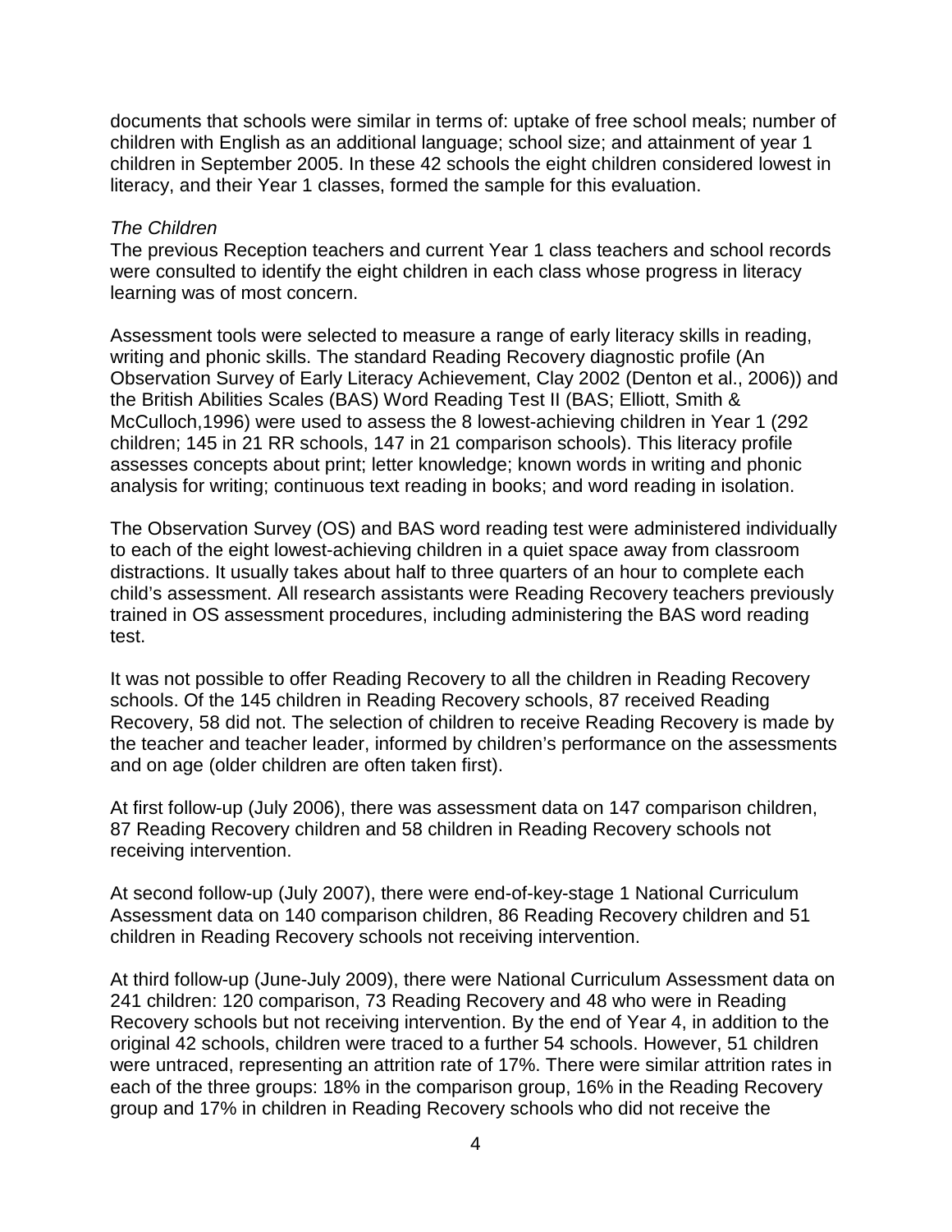documents that schools were similar in terms of: uptake of free school meals; number of children with English as an additional language; school size; and attainment of year 1 children in September 2005. In these 42 schools the eight children considered lowest in literacy, and their Year 1 classes, formed the sample for this evaluation.

*The Children*

The previous Reception teachers and current Year 1 class teachers and school records were consulted to identify the eight children in each class whose progress in literacy learning was of most concern.

Assessment tools were selected to measure a range of early literacy skills in reading, writing and phonic skills. The standard Reading Recovery diagnostic profile (An Observation Survey of Early Literacy Achievement, Clay 2002 (Denton et al., 2006)) and the British Abilities Scales (BAS) Word Reading Test II (BAS; Elliott, Smith & McCulloch,1996) were used to assess the 8 lowest-achieving children in Year 1 (292 children; 145 in 21 RR schools, 147 in 21 comparison schools). This literacy profile assesses concepts about print; letter knowledge; known words in writing and phonic analysis for writing; continuous text reading in books; and word reading in isolation.

The Observation Survey (OS) and BAS word reading test were administered individually to each of the eight lowest-achieving children in a quiet space away from classroom distractions. It usually takes about half to three quarters of an hour to complete each child's assessment. All research assistants were Reading Recovery teachers previously trained in OS assessment procedures, including administering the BAS word reading test.

It was not possible to offer Reading Recovery to all the children in Reading Recovery schools. Of the 145 children in Reading Recovery schools, 87 received Reading Recovery, 58 did not. The selection of children to receive Reading Recovery is made by the teacher and teacher leader, informed by children's performance on the assessments and on age (older children are often taken first).

At first follow-up (July 2006), there was assessment data on 147 comparison children, 87 Reading Recovery children and 58 children in Reading Recovery schools not receiving intervention.

At second follow-up (July 2007), there were end-of-key-stage 1 National Curriculum Assessment data on 140 comparison children, 86 Reading Recovery children and 51 children in Reading Recovery schools not receiving intervention.

At third follow-up (June-July 2009), there were National Curriculum Assessment data on 241 children: 120 comparison, 73 Reading Recovery and 48 who were in Reading Recovery schools but not receiving intervention. By the end of Year 4, in addition to the original 42 schools, children were traced to a further 54 schools. However, 51 children were untraced, representing an attrition rate of 17%. There were similar attrition rates in each of the three groups: 18% in the comparison group, 16% in the Reading Recovery group and 17% in children in Reading Recovery schools who did not receive the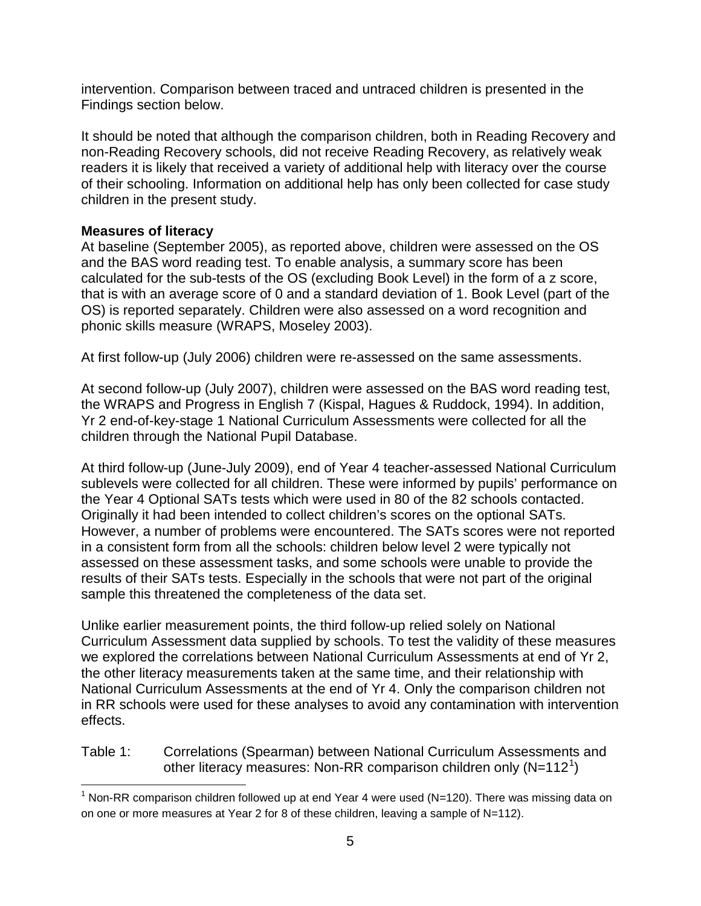intervention. Comparison between traced and untraced children is presented in the Findings section below.

It should be noted that although the comparison children, both in Reading Recovery and non-Reading Recovery schools, did not receive Reading Recovery, as relatively weak readers it is likely that received a variety of additional help with literacy over the course of their schooling. Information on additional help has only been collected for case study children in the present study.

**Measures of literacy**

At baseline (September 2005), as reported above, children were assessed on the OS and the BAS word reading test. To enable analysis, a summary score has been calculated for the sub-tests of the OS (excluding Book Level) in the form of a z score, that is with an average score of 0 and a standard deviation of 1. Book Level (part of the OS) is reported separately. Children were also assessed on a word recognition and phonic skills measure (WRAPS, Moseley 2003).

At first follow-up (July 2006) children were re-assessed on the same assessments.

At second follow-up (July 2007), children were assessed on the BAS word reading test, the WRAPS and Progress in English 7 (Kispal, Hagues & Ruddock, 1994). In addition, Yr 2 end-of-key-stage 1 National Curriculum Assessments were collected for all the children through the National Pupil Database.

At third follow-up (June-July 2009), end of Year 4 teacher-assessed National Curriculum sublevels were collected for all children. These were informed by pupils' performance on the Year 4 Optional SATs tests which were used in 80 of the 82 schools contacted. Originally it had been intended to collect children's scores on the optional SATs. However, a number of problems were encountered. The SATs scores were not reported in a consistent form from all the schools: children below level 2 were typically not assessed on these assessment tasks, and some schools were unable to provide the results of their SATs tests. Especially in the schools that were not part of the original sample this threatened the completeness of the data set.

Unlike earlier measurement points, the third follow-up relied solely on National Curriculum Assessment data supplied by schools. To test the validity of these measures we explored the correlations between National Curriculum Assessments at end of Yr 2, the other literacy measurements taken at the same time, and their relationship with National Curriculum Assessments at the end of Yr 4. Only the comparison children not in RR schools were used for these analyses to avoid any contamination with intervention effects.

Table 1: Correlations (Spearman) between National Curriculum Assessments and other literacy measures: Non-RR comparison children only (N=112[1])

[1] Non-RR comparison children followed up at end Year 4 were used (N=120). There was missing data on on one or more measures at Year 2 for 8 of these children, leaving a sample of N=112).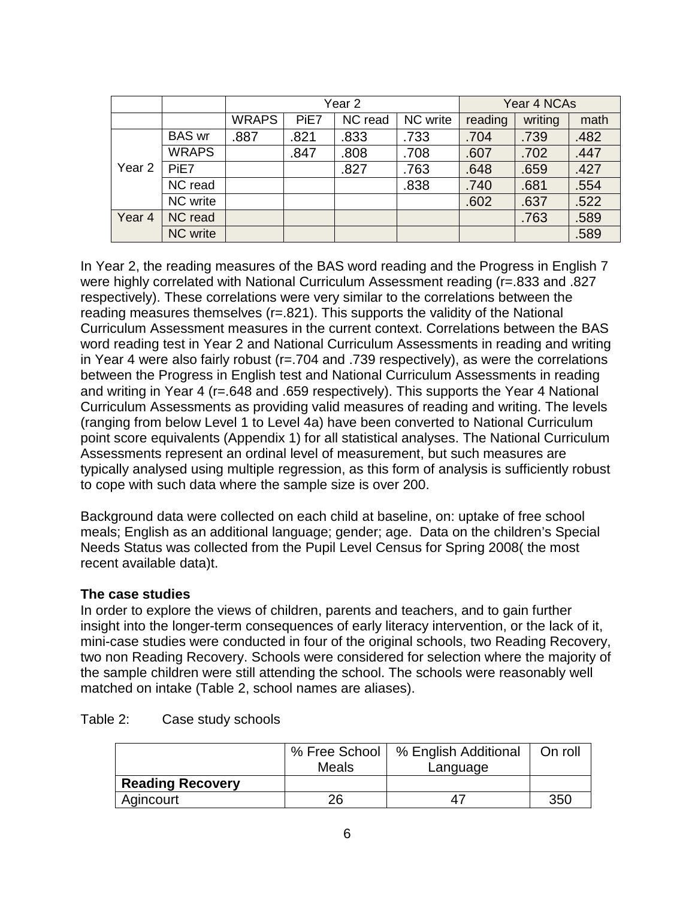| | | Year 2 | | | | Year 4 NCAs | | |
|---|---|---|---|---|---|---|---|---|
| | | WRAPS | PiE7 | NC read | NC write | reading | writing | math |
| Year 2 | BAS wr | .887 | .821 | .833 | .733 | .704 | .739 | .482 |
| | WRAPS | | .847 | .808 | .708 | .607 | .702 | .447 |
| | PiE7 | | | .827 | .763 | .648 | .659 | .427 |
| | NC read | | | | .838 | .740 | .681 | .554 |
| | NC write | | | | | .602 | .637 | .522 |
| Year 4 | NC read | | | | | | .763 | .589 |
| | NC write | | | | | | | .589 |

In Year 2, the reading measures of the BAS word reading and the Progress in English 7 were highly correlated with National Curriculum Assessment reading (r=.833 and .827 respectively). These correlations were very similar to the correlations between the reading measures themselves (r=.821). This supports the validity of the National Curriculum Assessment measures in the current context. Correlations between the BAS word reading test in Year 2 and National Curriculum Assessments in reading and writing in Year 4 were also fairly robust (r=.704 and .739 respectively), as were the correlations between the Progress in English test and National Curriculum Assessments in reading and writing in Year 4 (r=.648 and .659 respectively). This supports the Year 4 National Curriculum Assessments as providing valid measures of reading and writing. The levels (ranging from below Level 1 to Level 4a) have been converted to National Curriculum point score equivalents (Appendix 1) for all statistical analyses. The National Curriculum Assessments represent an ordinal level of measurement, but such measures are typically analysed using multiple regression, as this form of analysis is sufficiently robust to cope with such data where the sample size is over 200.

Background data were collected on each child at baseline, on: uptake of free school meals; English as an additional language; gender; age. Data on the children's Special Needs Status was collected from the Pupil Level Census for Spring 2008( the most recent available data)t.

**The case studies**

In order to explore the views of children, parents and teachers, and to gain further insight into the longer-term consequences of early literacy intervention, or the lack of it, mini-case studies were conducted in four of the original schools, two Reading Recovery, two non Reading Recovery. Schools were considered for selection where the majority of the sample children were still attending the school. The schools were reasonably well matched on intake (Table 2, school names are aliases).

Table 2: Case study schools

| | % Free School Meals | % English Additional Language | On roll |
|---|---|---|---|
| **Reading Recovery** | | | |
| Agincourt | 26 | 47 | 350 |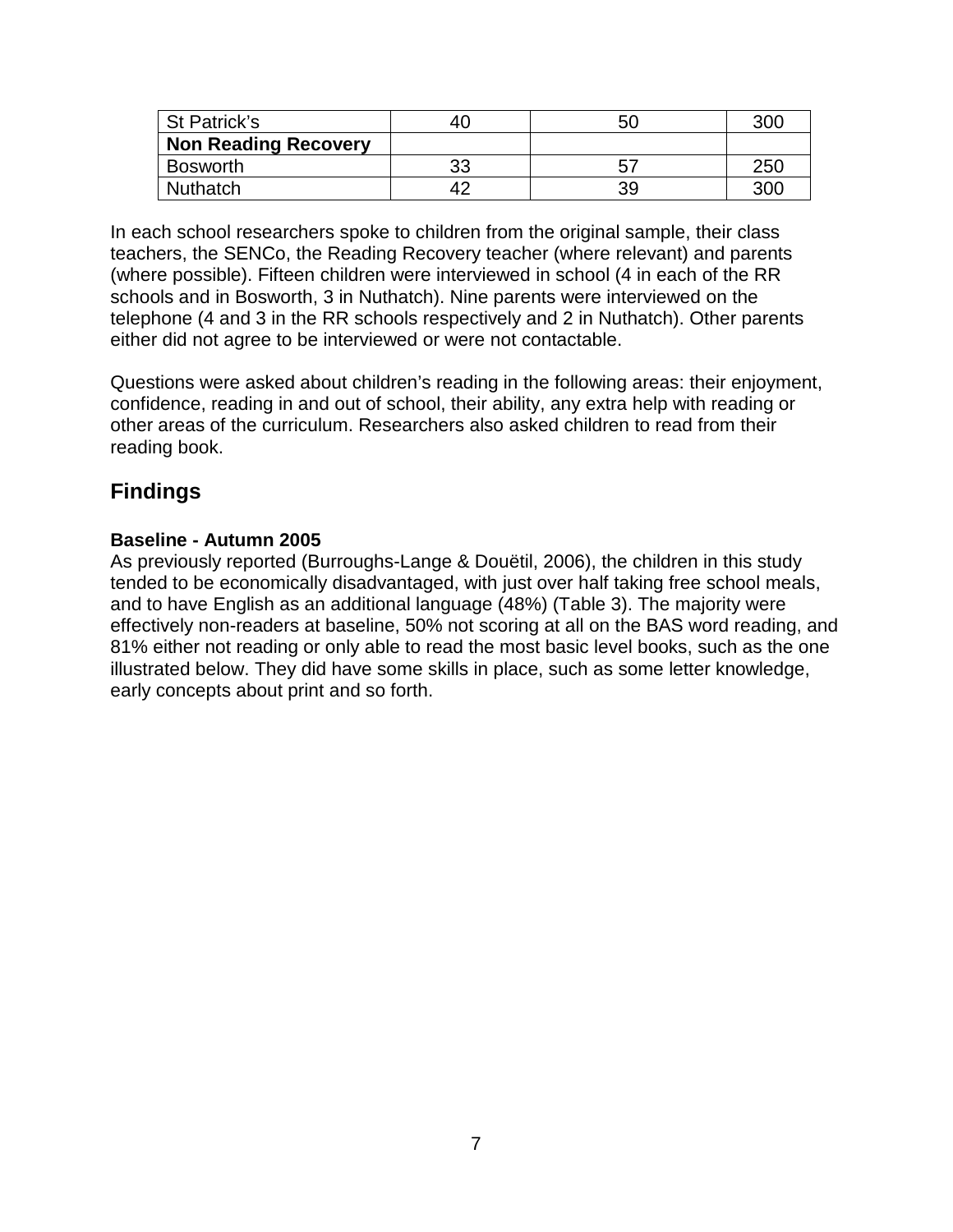| St Patrick's | 40 | 50 | 300 |
|---|---|---|---|
| **Non Reading Recovery** | | | |
| Bosworth | 33 | 57 | 250 |
| Nuthatch | 42 | 39 | 300 |

In each school researchers spoke to children from the original sample, their class teachers, the SENCo, the Reading Recovery teacher (where relevant) and parents (where possible). Fifteen children were interviewed in school (4 in each of the RR schools and in Bosworth, 3 in Nuthatch). Nine parents were interviewed on the telephone (4 and 3 in the RR schools respectively and 2 in Nuthatch). Other parents either did not agree to be interviewed or were not contactable.

Questions were asked about children's reading in the following areas: their enjoyment, confidence, reading in and out of school, their ability, any extra help with reading or other areas of the curriculum. Researchers also asked children to read from their reading book.

## Findings

**Baseline - Autumn 2005**

As previously reported (Burroughs-Lange & Douëtil, 2006), the children in this study tended to be economically disadvantaged, with just over half taking free school meals, and to have English as an additional language (48%) (Table 3). The majority were effectively non-readers at baseline, 50% not scoring at all on the BAS word reading, and 81% either not reading or only able to read the most basic level books, such as the one illustrated below. They did have some skills in place, such as some letter knowledge, early concepts about print and so forth.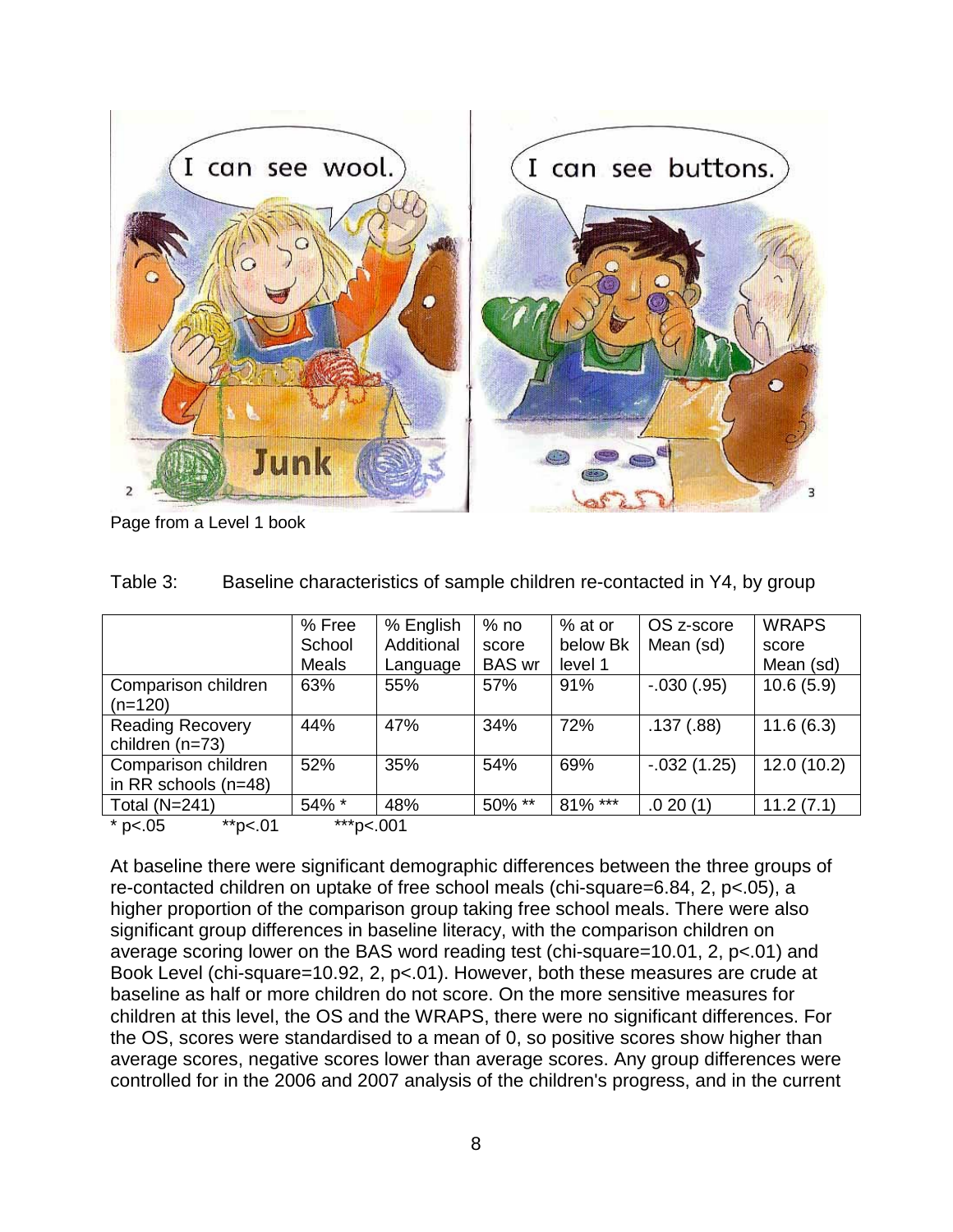Page from a Level 1 book

Table 3: Baseline characteristics of sample children re-contacted in Y4, by group

| | % Free School Meals | % English Additional Language | % no score BAS wr | % at or below Bk level 1 | OS z-score Mean (sd) | WRAPS score Mean (sd) |
|---|---|---|---|---|---|---|
| Comparison children (n=120) | 63% | 55% | 57% | 91% | -.030 (.95) | 10.6 (5.9) |
| Reading Recovery children (n=73) | 44% | 47% | 34% | 72% | .137 (.88) | 11.6 (6.3) |
| Comparison children in RR schools (n=48) | 52% | 35% | 54% | 69% | -.032 (1.25) | 12.0 (10.2) |
| Total (N=241) | 54% * | 48% | 50% ** | 81% *** | .0 20 (1) | 11.2 (7.1) |

* p<.05 **p<.01 ***p<.001

At baseline there were significant demographic differences between the three groups of re-contacted children on uptake of free school meals (chi-square=6.84, 2, p<.05), a higher proportion of the comparison group taking free school meals. There were also significant group differences in baseline literacy, with the comparison children on average scoring lower on the BAS word reading test (chi-square=10.01, 2, p<.01) and Book Level (chi-square=10.92, 2, p<.01). However, both these measures are crude at baseline as half or more children do not score. On the more sensitive measures for children at this level, the OS and the WRAPS, there were no significant differences. For the OS, scores were standardised to a mean of 0, so positive scores show higher than average scores, negative scores lower than average scores. Any group differences were controlled for in the 2006 and 2007 analysis of the children's progress, and in the current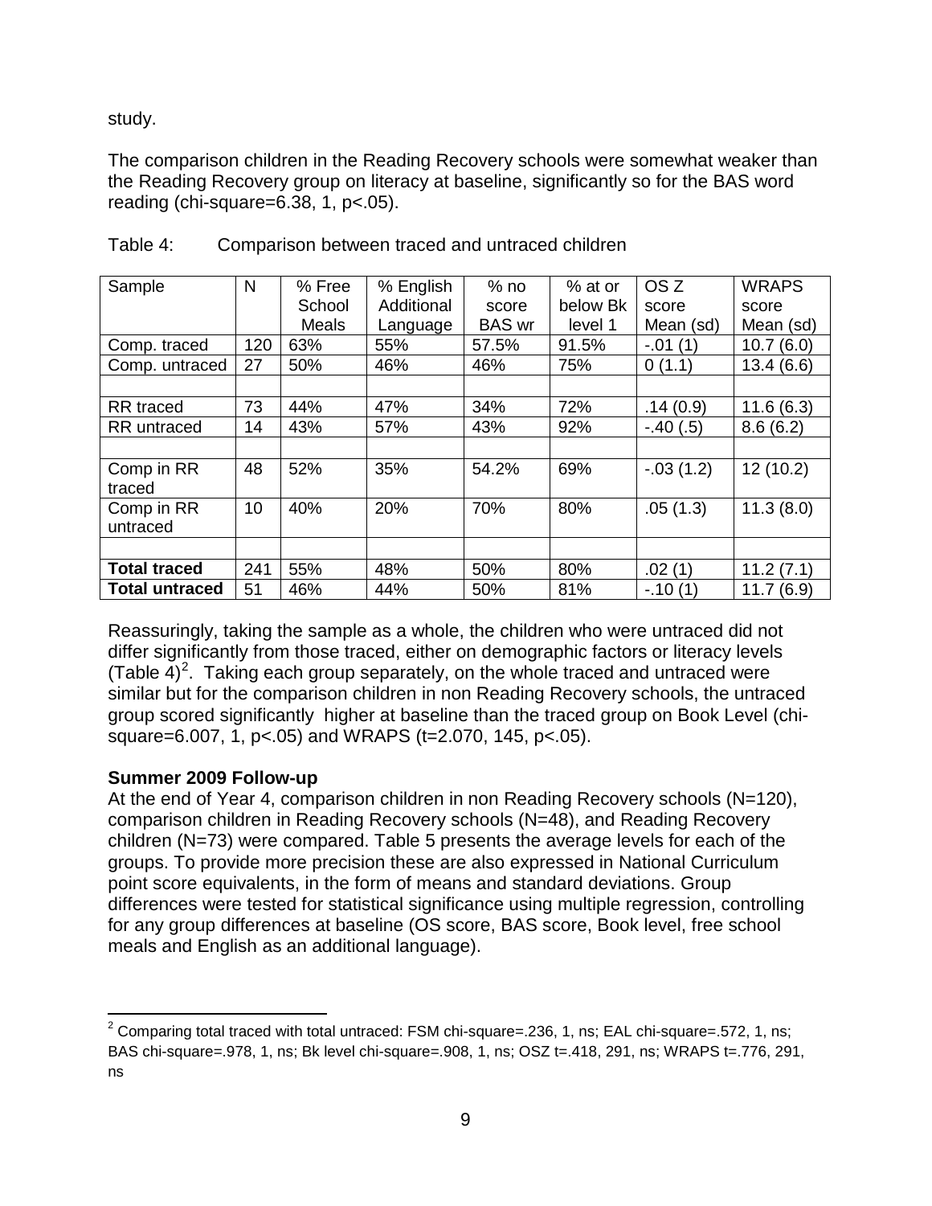study.

The comparison children in the Reading Recovery schools were somewhat weaker than the Reading Recovery group on literacy at baseline, significantly so for the BAS word reading (chi-square=6.38, 1, p<.05).

Table 4: Comparison between traced and untraced children

| Sample | N | % Free School Meals | % English Additional Language | % no score BAS wr | % at or below Bk level 1 | OS Z score Mean (sd) | WRAPS score Mean (sd) |
|---|---|---|---|---|---|---|---|
| Comp. traced | 120 | 63% | 55% | 57.5% | 91.5% | -.01 (1) | 10.7 (6.0) |
| Comp. untraced | 27 | 50% | 46% | 46% | 75% | 0 (1.1) | 13.4 (6.6) |
| | | | | | | | |
| RR traced | 73 | 44% | 47% | 34% | 72% | .14 (0.9) | 11.6 (6.3) |
| RR untraced | 14 | 43% | 57% | 43% | 92% | -.40 (.5) | 8.6 (6.2) |
| | | | | | | | |
| Comp in RR traced | 48 | 52% | 35% | 54.2% | 69% | -.03 (1.2) | 12 (10.2) |
| Comp in RR untraced | 10 | 40% | 20% | 70% | 80% | .05 (1.3) | 11.3 (8.0) |
| | | | | | | | |
| **Total traced** | 241 | 55% | 48% | 50% | 80% | .02 (1) | 11.2 (7.1) |
| **Total untraced** | 51 | 46% | 44% | 50% | 81% | -.10 (1) | 11.7 (6.9) |

Reassuringly, taking the sample as a whole, the children who were untraced did not differ significantly from those traced, either on demographic factors or literacy levels (Table 4)[2]. Taking each group separately, on the whole traced and untraced were similar but for the comparison children in non Reading Recovery schools, the untraced group scored significantly higher at baseline than the traced group on Book Level (chi-square=6.007, 1, p<.05) and WRAPS (t=2.070, 145, p<.05).

**Summer 2009 Follow-up**

At the end of Year 4, comparison children in non Reading Recovery schools (N=120), comparison children in Reading Recovery schools (N=48), and Reading Recovery children (N=73) were compared. Table 5 presents the average levels for each of the groups. To provide more precision these are also expressed in National Curriculum point score equivalents, in the form of means and standard deviations. Group differences were tested for statistical significance using multiple regression, controlling for any group differences at baseline (OS score, BAS score, Book level, free school meals and English as an additional language).

[2] Comparing total traced with total untraced: FSM chi-square=.236, 1, ns; EAL chi-square=.572, 1, ns; BAS chi-square=.978, 1, ns; Bk level chi-square=.908, 1, ns; OSZ t=.418, 291, ns; WRAPS t=.776, 291, ns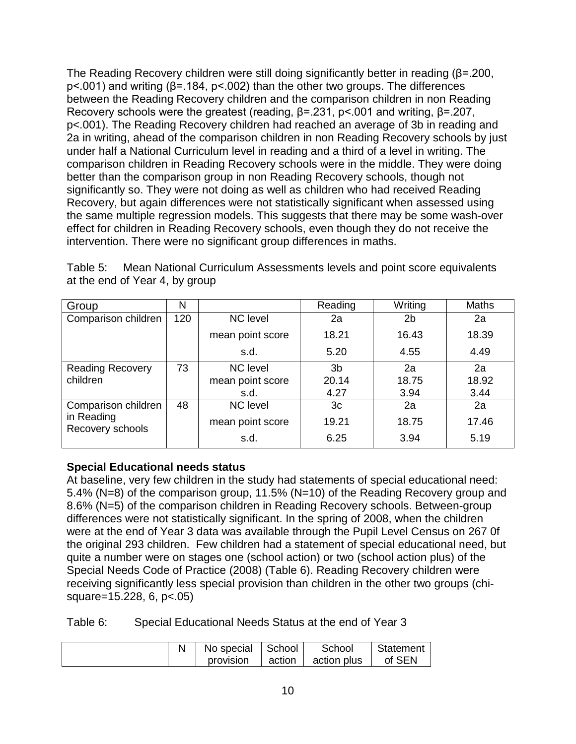The Reading Recovery children were still doing significantly better in reading ($\beta$=.200, $p$<.001) and writing ($\beta$=.184, $p$<.002) than the other two groups. The differences between the Reading Recovery children and the comparison children in non Reading Recovery schools were the greatest (reading, $\beta$=.231, $p$<.001 and writing, $\beta$=.207, $p$<.001). The Reading Recovery children had reached an average of 3b in reading and 2a in writing, ahead of the comparison children in non Reading Recovery schools by just under half a National Curriculum level in reading and a third of a level in writing. The comparison children in Reading Recovery schools were in the middle. They were doing better than the comparison group in non Reading Recovery schools, though not significantly so. They were not doing as well as children who had received Reading Recovery, but again differences were not statistically significant when assessed using the same multiple regression models. This suggests that there may be some wash-over effect for children in Reading Recovery schools, even though they do not receive the intervention. There were no significant group differences in maths.

Table 5: Mean National Curriculum Assessments levels and point score equivalents at the end of Year 4, by group

| Group | N | | Reading | Writing | Maths |
|---|---|---|---|---|---|
| Comparison children | 120 | NC level | 2a | 2b | 2a |
| | | mean point score | 18.21 | 16.43 | 18.39 |
| | | s.d. | 5.20 | 4.55 | 4.49 |
| Reading Recovery children | 73 | NC level | 3b | 2a | 2a |
| | | mean point score | 20.14 | 18.75 | 18.92 |
| | | s.d. | 4.27 | 3.94 | 3.44 |
| Comparison children in Reading Recovery schools | 48 | NC level | 3c | 2a | 2a |
| | | mean point score | 19.21 | 18.75 | 17.46 |
| | | s.d. | 6.25 | 3.94 | 5.19 |

**Special Educational needs status**

At baseline, very few children in the study had statements of special educational need: 5.4% (N=8) of the comparison group, 11.5% (N=10) of the Reading Recovery group and 8.6% (N=5) of the comparison children in Reading Recovery schools. Between-group differences were not statistically significant. In the spring of 2008, when the children were at the end of Year 3 data was available through the Pupil Level Census on 267 0f the original 293 children. Few children had a statement of special educational need, but quite a number were on stages one (school action) or two (school action plus) of the Special Needs Code of Practice (2008) (Table 6). Reading Recovery children were receiving significantly less special provision than children in the other two groups (chi-square=15.228, 6, $p$<.05)

Table 6: Special Educational Needs Status at the end of Year 3

| | N | No special provision | School action | School action plus | Statement of SEN |
|---|---|---|---|---|---|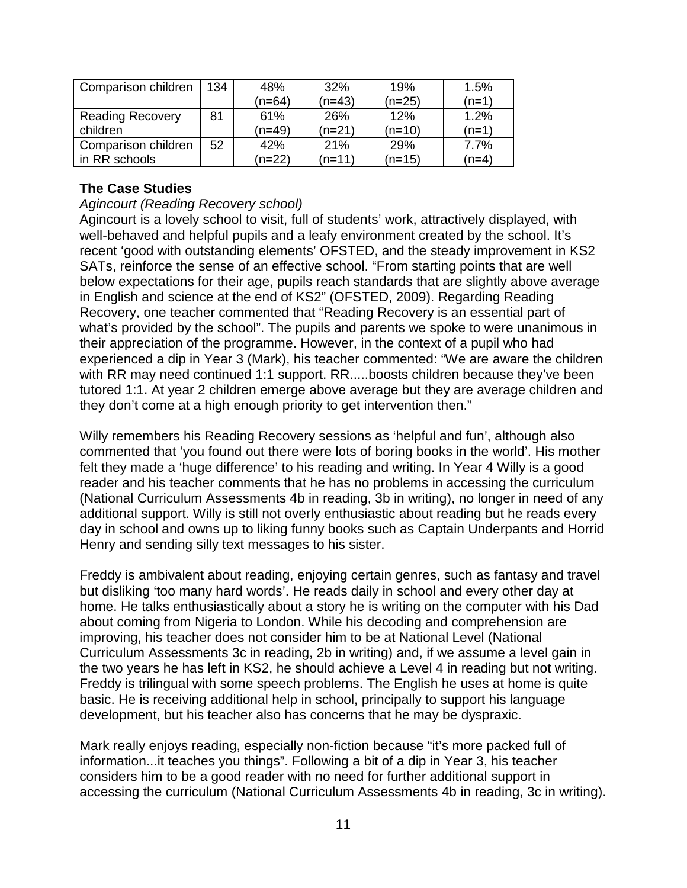| Comparison children | 134 | 48% (n=64) | 32% (n=43) | 19% (n=25) | 1.5% (n=1) |
|---|---|---|---|---|---|
| Reading Recovery children | 81 | 61% (n=49) | 26% (n=21) | 12% (n=10) | 1.2% (n=1) |
| Comparison children in RR schools | 52 | 42% (n=22) | 21% (n=11) | 29% (n=15) | 7.7% (n=4) |

**The Case Studies**

*Agincourt (Reading Recovery school)*

Agincourt is a lovely school to visit, full of students' work, attractively displayed, with well-behaved and helpful pupils and a leafy environment created by the school. It's recent 'good with outstanding elements' OFSTED, and the steady improvement in KS2 SATs, reinforce the sense of an effective school. "From starting points that are well below expectations for their age, pupils reach standards that are slightly above average in English and science at the end of KS2" (OFSTED, 2009). Regarding Reading Recovery, one teacher commented that "Reading Recovery is an essential part of what's provided by the school". The pupils and parents we spoke to were unanimous in their appreciation of the programme. However, in the context of a pupil who had experienced a dip in Year 3 (Mark), his teacher commented: "We are aware the children with RR may need continued 1:1 support. RR.....boosts children because they've been tutored 1:1. At year 2 children emerge above average but they are average children and they don't come at a high enough priority to get intervention then."

Willy remembers his Reading Recovery sessions as 'helpful and fun', although also commented that 'you found out there were lots of boring books in the world'. His mother felt they made a 'huge difference' to his reading and writing. In Year 4 Willy is a good reader and his teacher comments that he has no problems in accessing the curriculum (National Curriculum Assessments 4b in reading, 3b in writing), no longer in need of any additional support. Willy is still not overly enthusiastic about reading but he reads every day in school and owns up to liking funny books such as Captain Underpants and Horrid Henry and sending silly text messages to his sister.

Freddy is ambivalent about reading, enjoying certain genres, such as fantasy and travel but disliking 'too many hard words'. He reads daily in school and every other day at home. He talks enthusiastically about a story he is writing on the computer with his Dad about coming from Nigeria to London. While his decoding and comprehension are improving, his teacher does not consider him to be at National Level (National Curriculum Assessments 3c in reading, 2b in writing) and, if we assume a level gain in the two years he has left in KS2, he should achieve a Level 4 in reading but not writing. Freddy is trilingual with some speech problems. The English he uses at home is quite basic. He is receiving additional help in school, principally to support his language development, but his teacher also has concerns that he may be dyspraxic.

Mark really enjoys reading, especially non-fiction because "it's more packed full of information...it teaches you things". Following a bit of a dip in Year 3, his teacher considers him to be a good reader with no need for further additional support in accessing the curriculum (National Curriculum Assessments 4b in reading, 3c in writing).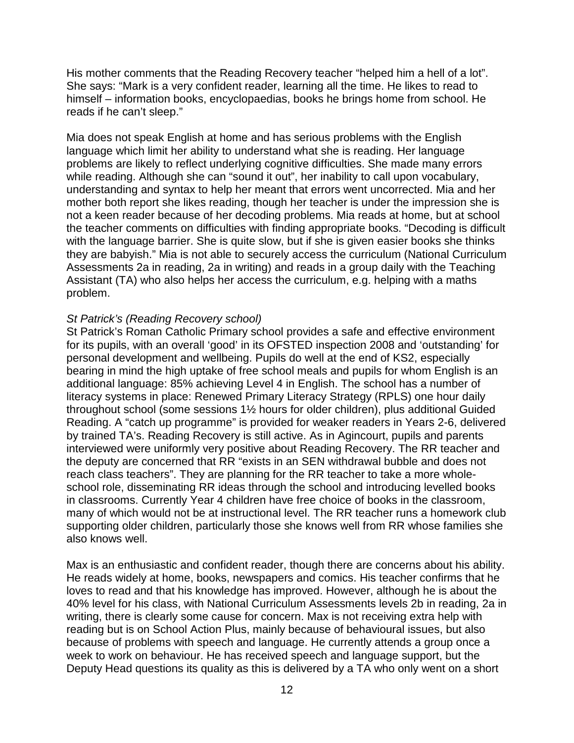His mother comments that the Reading Recovery teacher "helped him a hell of a lot". She says: "Mark is a very confident reader, learning all the time. He likes to read to himself – information books, encyclopaedias, books he brings home from school. He reads if he can't sleep."

Mia does not speak English at home and has serious problems with the English language which limit her ability to understand what she is reading. Her language problems are likely to reflect underlying cognitive difficulties. She made many errors while reading. Although she can "sound it out", her inability to call upon vocabulary, understanding and syntax to help her meant that errors went uncorrected. Mia and her mother both report she likes reading, though her teacher is under the impression she is not a keen reader because of her decoding problems. Mia reads at home, but at school the teacher comments on difficulties with finding appropriate books. "Decoding is difficult with the language barrier. She is quite slow, but if she is given easier books she thinks they are babyish." Mia is not able to securely access the curriculum (National Curriculum Assessments 2a in reading, 2a in writing) and reads in a group daily with the Teaching Assistant (TA) who also helps her access the curriculum, e.g. helping with a maths problem.

*St Patrick's (Reading Recovery school)*

St Patrick's Roman Catholic Primary school provides a safe and effective environment for its pupils, with an overall 'good' in its OFSTED inspection 2008 and 'outstanding' for personal development and wellbeing. Pupils do well at the end of KS2, especially bearing in mind the high uptake of free school meals and pupils for whom English is an additional language: 85% achieving Level 4 in English. The school has a number of literacy systems in place: Renewed Primary Literacy Strategy (RPLS) one hour daily throughout school (some sessions 1½ hours for older children), plus additional Guided Reading. A "catch up programme" is provided for weaker readers in Years 2-6, delivered by trained TA's. Reading Recovery is still active. As in Agincourt, pupils and parents interviewed were uniformly very positive about Reading Recovery. The RR teacher and the deputy are concerned that RR "exists in an SEN withdrawal bubble and does not reach class teachers". They are planning for the RR teacher to take a more whole-school role, disseminating RR ideas through the school and introducing levelled books in classrooms. Currently Year 4 children have free choice of books in the classroom, many of which would not be at instructional level. The RR teacher runs a homework club supporting older children, particularly those she knows well from RR whose families she also knows well.

Max is an enthusiastic and confident reader, though there are concerns about his ability. He reads widely at home, books, newspapers and comics. His teacher confirms that he loves to read and that his knowledge has improved. However, although he is about the 40% level for his class, with National Curriculum Assessments levels 2b in reading, 2a in writing, there is clearly some cause for concern. Max is not receiving extra help with reading but is on School Action Plus, mainly because of behavioural issues, but also because of problems with speech and language. He currently attends a group once a week to work on behaviour. He has received speech and language support, but the Deputy Head questions its quality as this is delivered by a TA who only went on a short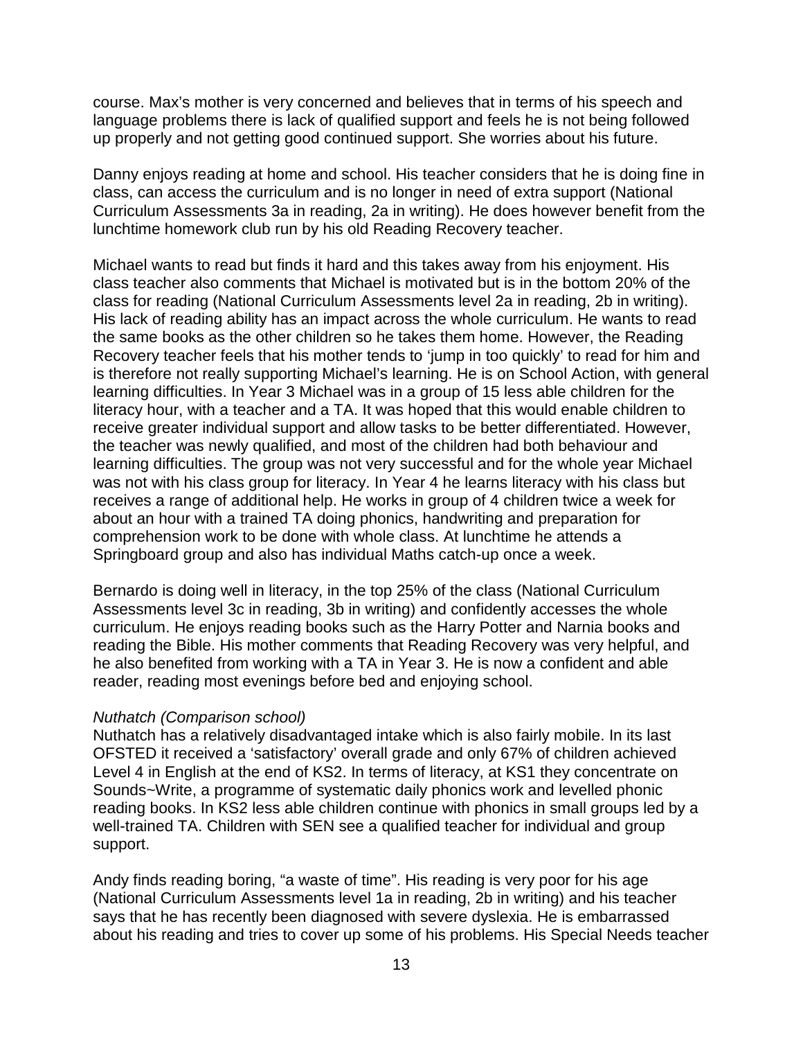course. Max's mother is very concerned and believes that in terms of his speech and language problems there is lack of qualified support and feels he is not being followed up properly and not getting good continued support. She worries about his future.

Danny enjoys reading at home and school. His teacher considers that he is doing fine in class, can access the curriculum and is no longer in need of extra support (National Curriculum Assessments 3a in reading, 2a in writing). He does however benefit from the lunchtime homework club run by his old Reading Recovery teacher.

Michael wants to read but finds it hard and this takes away from his enjoyment. His class teacher also comments that Michael is motivated but is in the bottom 20% of the class for reading (National Curriculum Assessments level 2a in reading, 2b in writing). His lack of reading ability has an impact across the whole curriculum. He wants to read the same books as the other children so he takes them home. However, the Reading Recovery teacher feels that his mother tends to 'jump in too quickly' to read for him and is therefore not really supporting Michael's learning. He is on School Action, with general learning difficulties. In Year 3 Michael was in a group of 15 less able children for the literacy hour, with a teacher and a TA. It was hoped that this would enable children to receive greater individual support and allow tasks to be better differentiated. However, the teacher was newly qualified, and most of the children had both behaviour and learning difficulties. The group was not very successful and for the whole year Michael was not with his class group for literacy. In Year 4 he learns literacy with his class but receives a range of additional help. He works in group of 4 children twice a week for about an hour with a trained TA doing phonics, handwriting and preparation for comprehension work to be done with whole class. At lunchtime he attends a Springboard group and also has individual Maths catch-up once a week.

Bernardo is doing well in literacy, in the top 25% of the class (National Curriculum Assessments level 3c in reading, 3b in writing) and confidently accesses the whole curriculum. He enjoys reading books such as the Harry Potter and Narnia books and reading the Bible. His mother comments that Reading Recovery was very helpful, and he also benefited from working with a TA in Year 3. He is now a confident and able reader, reading most evenings before bed and enjoying school.

*Nuthatch (Comparison school)*
Nuthatch has a relatively disadvantaged intake which is also fairly mobile. In its last OFSTED it received a 'satisfactory' overall grade and only 67% of children achieved Level 4 in English at the end of KS2. In terms of literacy, at KS1 they concentrate on Sounds~Write, a programme of systematic daily phonics work and levelled phonic reading books. In KS2 less able children continue with phonics in small groups led by a well-trained TA. Children with SEN see a qualified teacher for individual and group support.

Andy finds reading boring, "a waste of time". His reading is very poor for his age (National Curriculum Assessments level 1a in reading, 2b in writing) and his teacher says that he has recently been diagnosed with severe dyslexia. He is embarrassed about his reading and tries to cover up some of his problems. His Special Needs teacher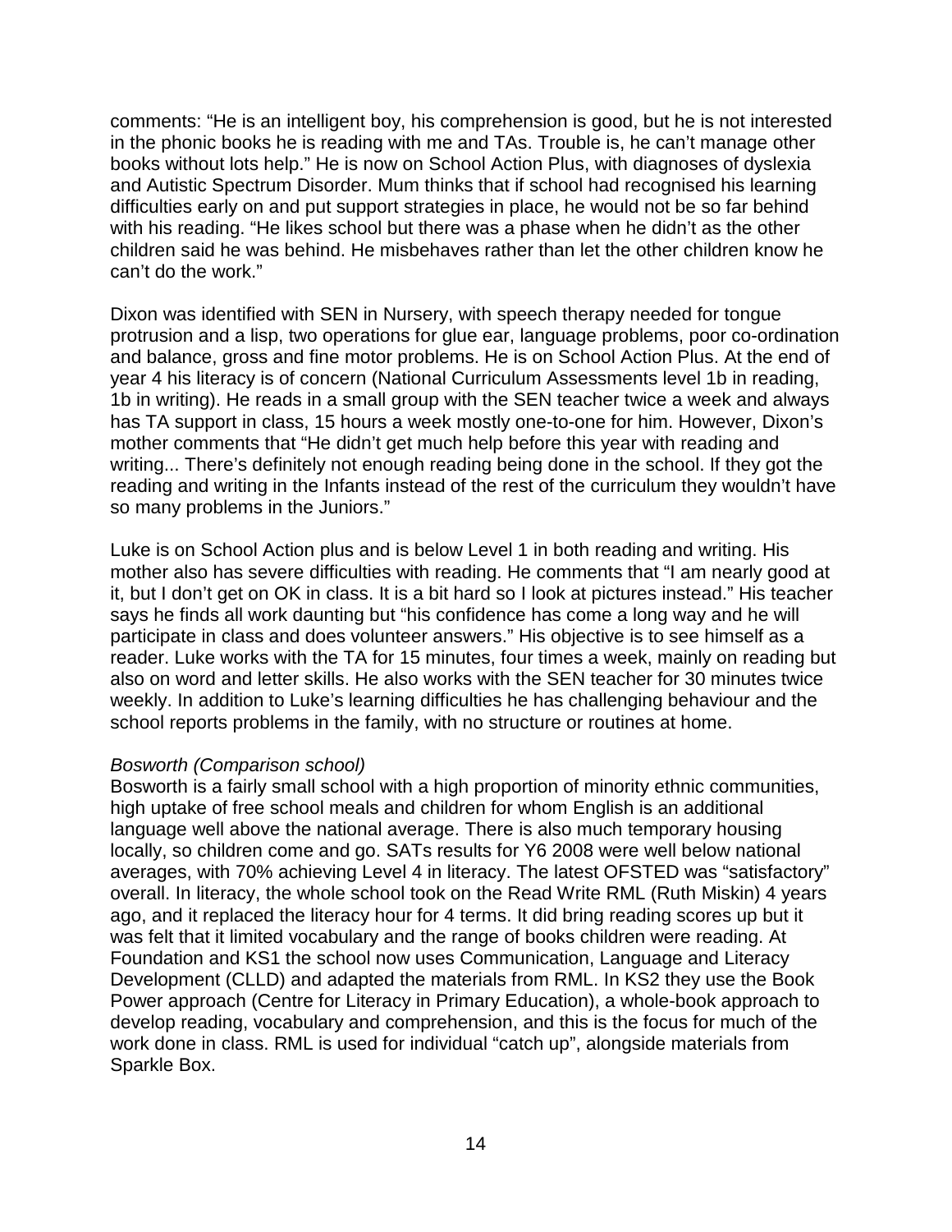comments: "He is an intelligent boy, his comprehension is good, but he is not interested in the phonic books he is reading with me and TAs. Trouble is, he can't manage other books without lots help." He is now on School Action Plus, with diagnoses of dyslexia and Autistic Spectrum Disorder. Mum thinks that if school had recognised his learning difficulties early on and put support strategies in place, he would not be so far behind with his reading. "He likes school but there was a phase when he didn't as the other children said he was behind. He misbehaves rather than let the other children know he can't do the work."

Dixon was identified with SEN in Nursery, with speech therapy needed for tongue protrusion and a lisp, two operations for glue ear, language problems, poor co-ordination and balance, gross and fine motor problems. He is on School Action Plus. At the end of year 4 his literacy is of concern (National Curriculum Assessments level 1b in reading, 1b in writing). He reads in a small group with the SEN teacher twice a week and always has TA support in class, 15 hours a week mostly one-to-one for him. However, Dixon's mother comments that "He didn't get much help before this year with reading and writing... There's definitely not enough reading being done in the school. If they got the reading and writing in the Infants instead of the rest of the curriculum they wouldn't have so many problems in the Juniors."

Luke is on School Action plus and is below Level 1 in both reading and writing. His mother also has severe difficulties with reading. He comments that "I am nearly good at it, but I don't get on OK in class. It is a bit hard so I look at pictures instead." His teacher says he finds all work daunting but "his confidence has come a long way and he will participate in class and does volunteer answers." His objective is to see himself as a reader. Luke works with the TA for 15 minutes, four times a week, mainly on reading but also on word and letter skills. He also works with the SEN teacher for 30 minutes twice weekly. In addition to Luke's learning difficulties he has challenging behaviour and the school reports problems in the family, with no structure or routines at home.

*Bosworth (Comparison school)*

Bosworth is a fairly small school with a high proportion of minority ethnic communities, high uptake of free school meals and children for whom English is an additional language well above the national average. There is also much temporary housing locally, so children come and go. SATs results for Y6 2008 were well below national averages, with 70% achieving Level 4 in literacy. The latest OFSTED was "satisfactory" overall. In literacy, the whole school took on the Read Write RML (Ruth Miskin) 4 years ago, and it replaced the literacy hour for 4 terms. It did bring reading scores up but it was felt that it limited vocabulary and the range of books children were reading. At Foundation and KS1 the school now uses Communication, Language and Literacy Development (CLLD) and adapted the materials from RML. In KS2 they use the Book Power approach (Centre for Literacy in Primary Education), a whole-book approach to develop reading, vocabulary and comprehension, and this is the focus for much of the work done in class. RML is used for individual "catch up", alongside materials from Sparkle Box.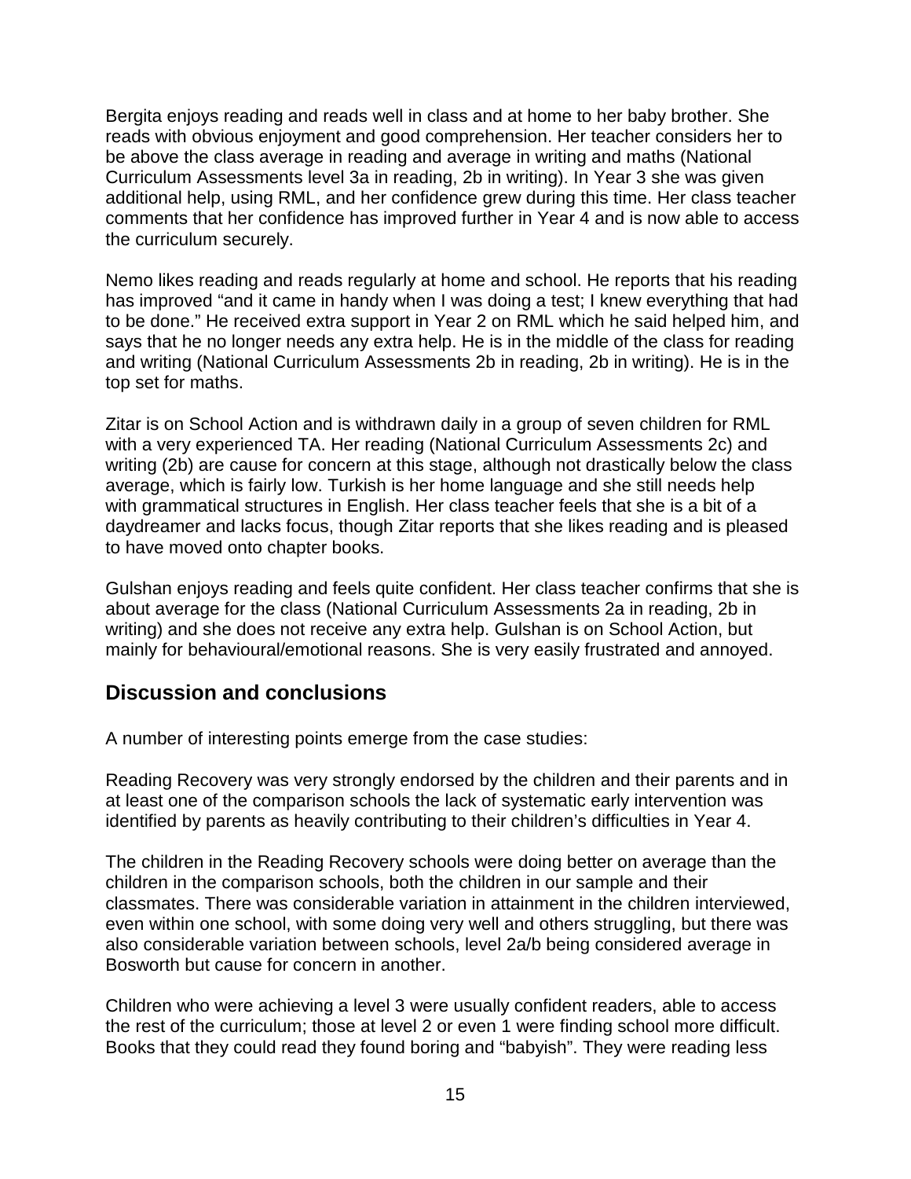Bergita enjoys reading and reads well in class and at home to her baby brother. She reads with obvious enjoyment and good comprehension. Her teacher considers her to be above the class average in reading and average in writing and maths (National Curriculum Assessments level 3a in reading, 2b in writing). In Year 3 she was given additional help, using RML, and her confidence grew during this time. Her class teacher comments that her confidence has improved further in Year 4 and is now able to access the curriculum securely.

Nemo likes reading and reads regularly at home and school. He reports that his reading has improved "and it came in handy when I was doing a test; I knew everything that had to be done." He received extra support in Year 2 on RML which he said helped him, and says that he no longer needs any extra help. He is in the middle of the class for reading and writing (National Curriculum Assessments 2b in reading, 2b in writing). He is in the top set for maths.

Zitar is on School Action and is withdrawn daily in a group of seven children for RML with a very experienced TA. Her reading (National Curriculum Assessments 2c) and writing (2b) are cause for concern at this stage, although not drastically below the class average, which is fairly low. Turkish is her home language and she still needs help with grammatical structures in English. Her class teacher feels that she is a bit of a daydreamer and lacks focus, though Zitar reports that she likes reading and is pleased to have moved onto chapter books.

Gulshan enjoys reading and feels quite confident. Her class teacher confirms that she is about average for the class (National Curriculum Assessments 2a in reading, 2b in writing) and she does not receive any extra help. Gulshan is on School Action, but mainly for behavioural/emotional reasons. She is very easily frustrated and annoyed.

## Discussion and conclusions

A number of interesting points emerge from the case studies:

Reading Recovery was very strongly endorsed by the children and their parents and in at least one of the comparison schools the lack of systematic early intervention was identified by parents as heavily contributing to their children's difficulties in Year 4.

The children in the Reading Recovery schools were doing better on average than the children in the comparison schools, both the children in our sample and their classmates. There was considerable variation in attainment in the children interviewed, even within one school, with some doing very well and others struggling, but there was also considerable variation between schools, level 2a/b being considered average in Bosworth but cause for concern in another.

Children who were achieving a level 3 were usually confident readers, able to access the rest of the curriculum; those at level 2 or even 1 were finding school more difficult. Books that they could read they found boring and "babyish". They were reading less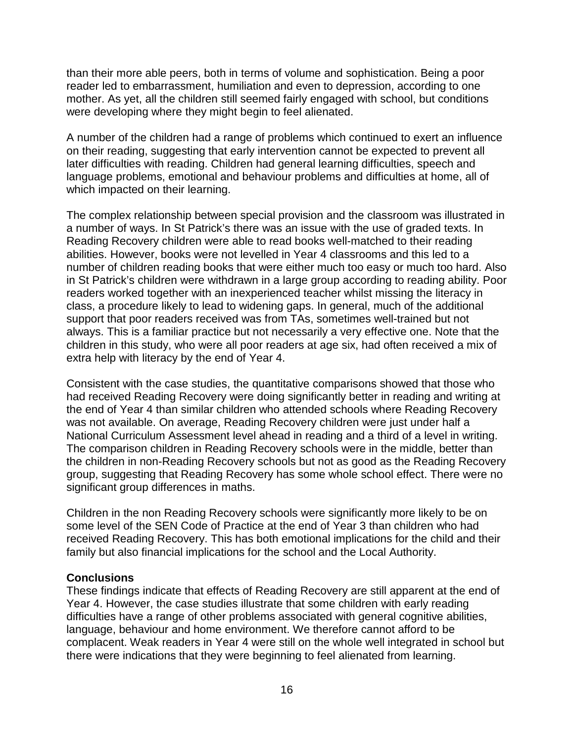than their more able peers, both in terms of volume and sophistication. Being a poor reader led to embarrassment, humiliation and even to depression, according to one mother. As yet, all the children still seemed fairly engaged with school, but conditions were developing where they might begin to feel alienated.

A number of the children had a range of problems which continued to exert an influence on their reading, suggesting that early intervention cannot be expected to prevent all later difficulties with reading. Children had general learning difficulties, speech and language problems, emotional and behaviour problems and difficulties at home, all of which impacted on their learning.

The complex relationship between special provision and the classroom was illustrated in a number of ways. In St Patrick's there was an issue with the use of graded texts. In Reading Recovery children were able to read books well-matched to their reading abilities. However, books were not levelled in Year 4 classrooms and this led to a number of children reading books that were either much too easy or much too hard. Also in St Patrick's children were withdrawn in a large group according to reading ability. Poor readers worked together with an inexperienced teacher whilst missing the literacy in class, a procedure likely to lead to widening gaps. In general, much of the additional support that poor readers received was from TAs, sometimes well-trained but not always. This is a familiar practice but not necessarily a very effective one. Note that the children in this study, who were all poor readers at age six, had often received a mix of extra help with literacy by the end of Year 4.

Consistent with the case studies, the quantitative comparisons showed that those who had received Reading Recovery were doing significantly better in reading and writing at the end of Year 4 than similar children who attended schools where Reading Recovery was not available. On average, Reading Recovery children were just under half a National Curriculum Assessment level ahead in reading and a third of a level in writing. The comparison children in Reading Recovery schools were in the middle, better than the children in non-Reading Recovery schools but not as good as the Reading Recovery group, suggesting that Reading Recovery has some whole school effect. There were no significant group differences in maths.

Children in the non Reading Recovery schools were significantly more likely to be on some level of the SEN Code of Practice at the end of Year 3 than children who had received Reading Recovery. This has both emotional implications for the child and their family but also financial implications for the school and the Local Authority.

**Conclusions**

These findings indicate that effects of Reading Recovery are still apparent at the end of Year 4. However, the case studies illustrate that some children with early reading difficulties have a range of other problems associated with general cognitive abilities, language, behaviour and home environment. We therefore cannot afford to be complacent. Weak readers in Year 4 were still on the whole well integrated in school but there were indications that they were beginning to feel alienated from learning.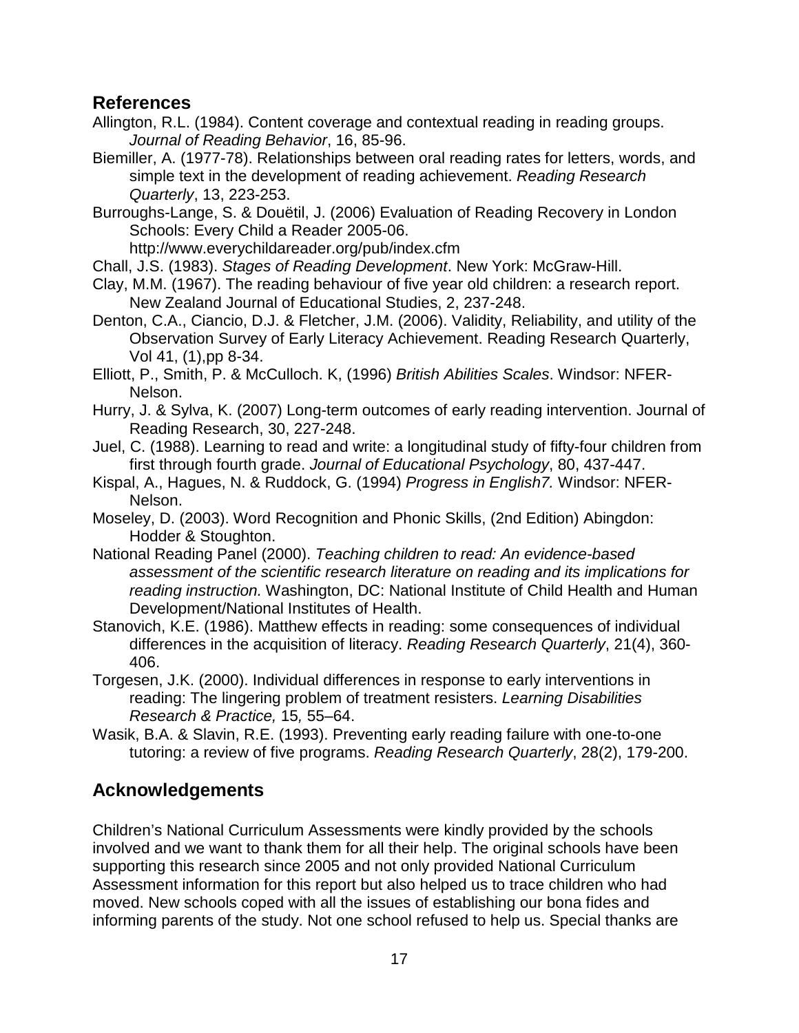## References

Allington, R.L. (1984). Content coverage and contextual reading in reading groups. *Journal of Reading Behavior*, 16, 85-96.

Biemiller, A. (1977-78). Relationships between oral reading rates for letters, words, and simple text in the development of reading achievement. *Reading Research Quarterly*, 13, 223-253.

Burroughs-Lange, S. & Douëtil, J. (2006) Evaluation of Reading Recovery in London Schools: Every Child a Reader 2005-06. http://www.everychildareader.org/pub/index.cfm

Chall, J.S. (1983). *Stages of Reading Development*. New York: McGraw-Hill.

Clay, M.M. (1967). The reading behaviour of five year old children: a research report. New Zealand Journal of Educational Studies, 2, 237-248.

Denton, C.A., Ciancio, D.J. & Fletcher, J.M. (2006). Validity, Reliability, and utility of the Observation Survey of Early Literacy Achievement. Reading Research Quarterly, Vol 41, (1),pp 8-34.

Elliott, P., Smith, P. & McCulloch. K, (1996) *British Abilities Scales*. Windsor: NFER-Nelson.

Hurry, J. & Sylva, K. (2007) Long-term outcomes of early reading intervention. Journal of Reading Research, 30, 227-248.

Juel, C. (1988). Learning to read and write: a longitudinal study of fifty-four children from first through fourth grade. *Journal of Educational Psychology*, 80, 437-447.

Kispal, A., Hagues, N. & Ruddock, G. (1994) *Progress in English7.* Windsor: NFER-Nelson.

Moseley, D. (2003). Word Recognition and Phonic Skills, (2nd Edition) Abingdon: Hodder & Stoughton.

National Reading Panel (2000). *Teaching children to read: An evidence-based assessment of the scientific research literature on reading and its implications for reading instruction.* Washington, DC: National Institute of Child Health and Human Development/National Institutes of Health.

Stanovich, K.E. (1986). Matthew effects in reading: some consequences of individual differences in the acquisition of literacy. *Reading Research Quarterly*, 21(4), 360-406.

Torgesen, J.K. (2000). Individual differences in response to early interventions in reading: The lingering problem of treatment resisters. *Learning Disabilities Research & Practice,* 15*,* 55–64.

Wasik, B.A. & Slavin, R.E. (1993). Preventing early reading failure with one-to-one tutoring: a review of five programs. *Reading Research Quarterly*, 28(2), 179-200.

## Acknowledgements

Children's National Curriculum Assessments were kindly provided by the schools involved and we want to thank them for all their help. The original schools have been supporting this research since 2005 and not only provided National Curriculum Assessment information for this report but also helped us to trace children who had moved. New schools coped with all the issues of establishing our bona fides and informing parents of the study. Not one school refused to help us. Special thanks are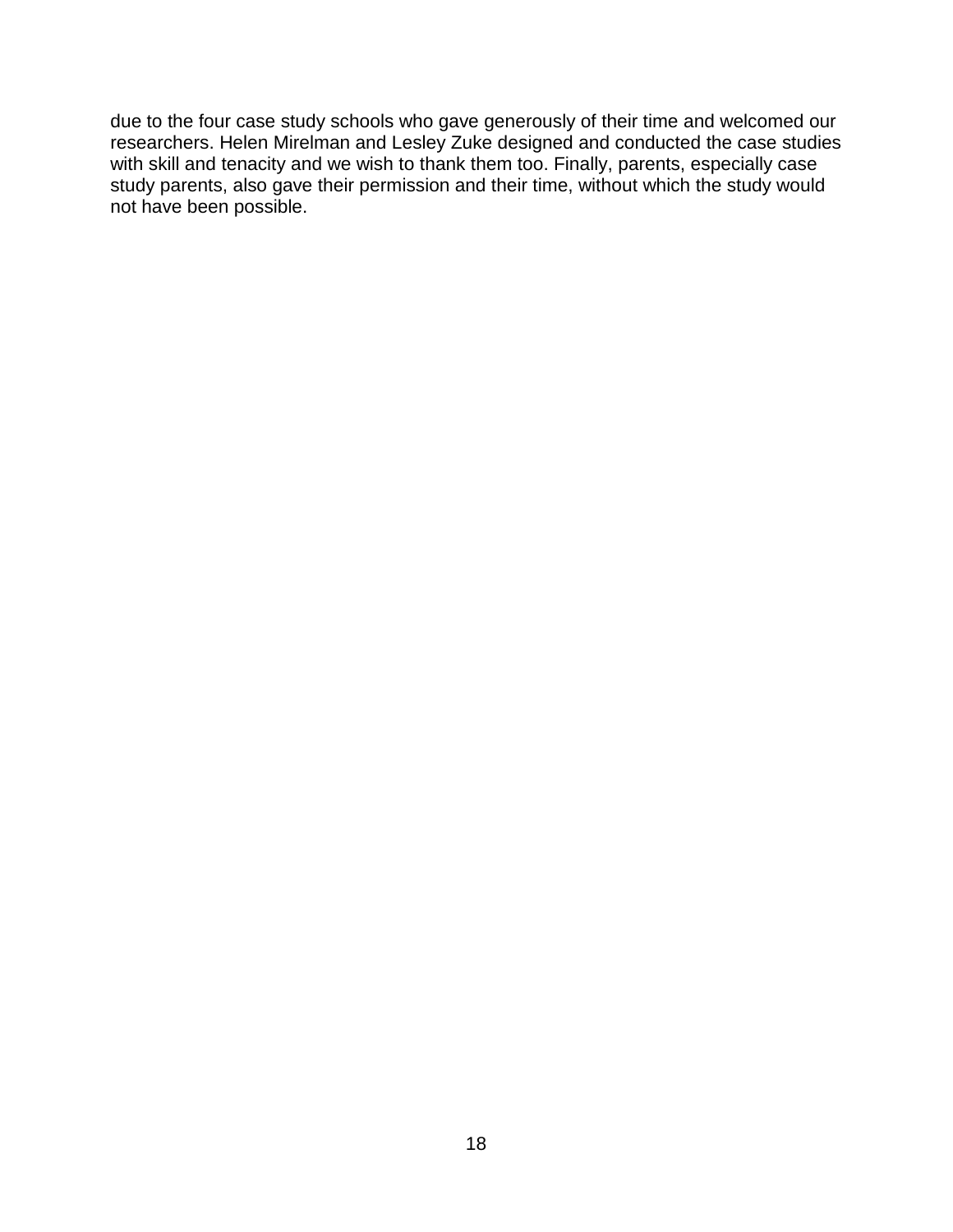due to the four case study schools who gave generously of their time and welcomed our researchers. Helen Mirelman and Lesley Zuke designed and conducted the case studies with skill and tenacity and we wish to thank them too. Finally, parents, especially case study parents, also gave their permission and their time, without which the study would not have been possible.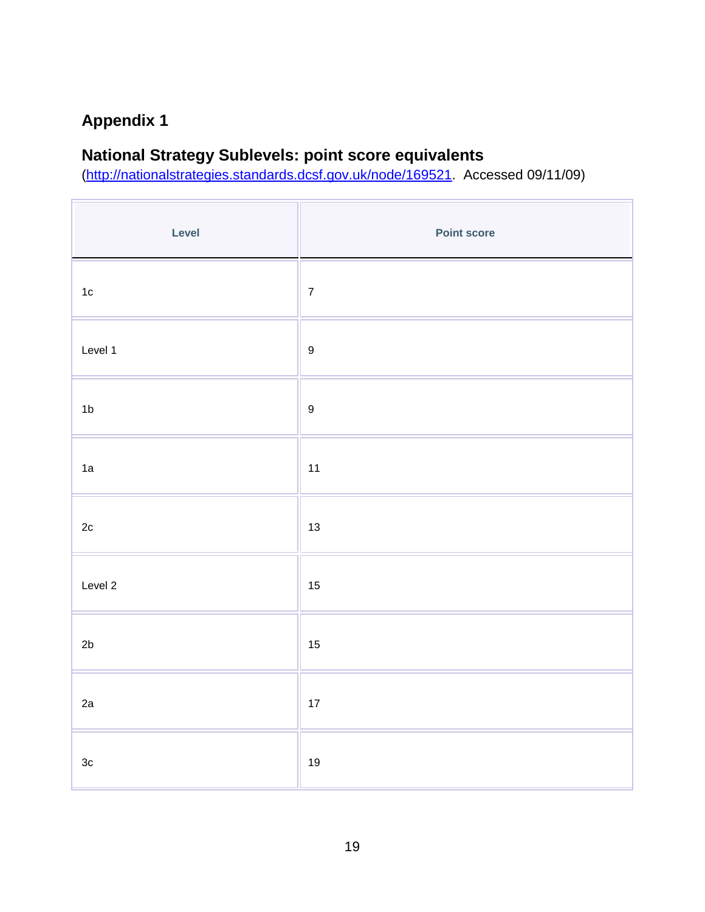## Appendix 1

### National Strategy Sublevels: point score equivalents

([http://nationalstrategies.standards.dcsf.gov.uk/node/169521](http://nationalstrategies.standards.dcsf.gov.uk/node/169521). Accessed 09/11/09)

| Level | Point score |
|---|---|
| 1c | 7 |
| Level 1 | 9 |
| 1b | 9 |
| 1a | 11 |
| 2c | 13 |
| Level 2 | 15 |
| 2b | 15 |
| 2a | 17 |
| 3c | 19 |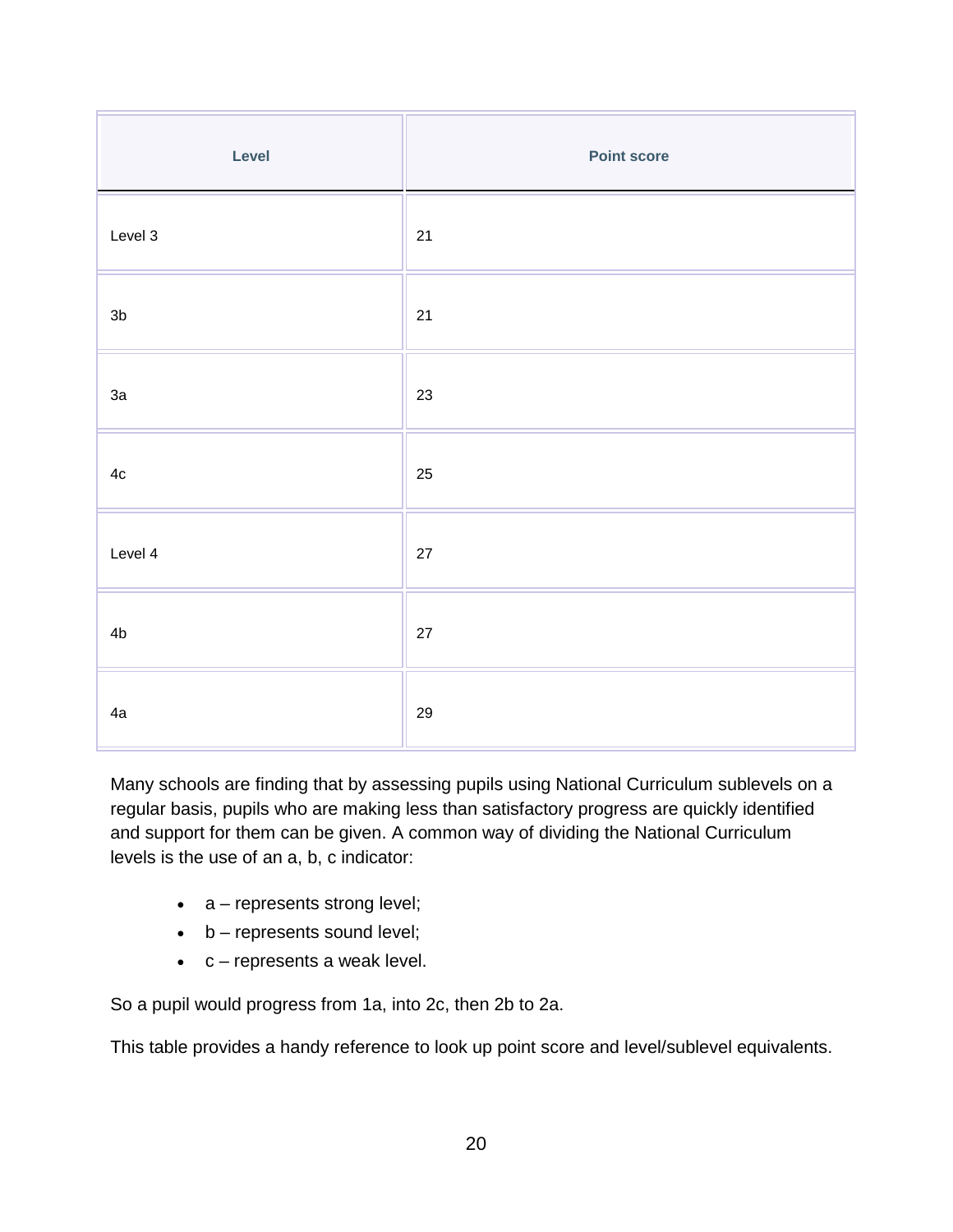| Level | Point score |
| --- | --- |
| Level 3 | 21 |
| 3b | 21 |
| 3a | 23 |
| 4c | 25 |
| Level 4 | 27 |
| 4b | 27 |
| 4a | 29 |

Many schools are finding that by assessing pupils using National Curriculum sublevels on a regular basis, pupils who are making less than satisfactory progress are quickly identified and support for them can be given. A common way of dividing the National Curriculum levels is the use of an a, b, c indicator:

- a – represents strong level;
- b – represents sound level;
- c – represents a weak level.

So a pupil would progress from 1a, into 2c, then 2b to 2a.

This table provides a handy reference to look up point score and level/sublevel equivalents.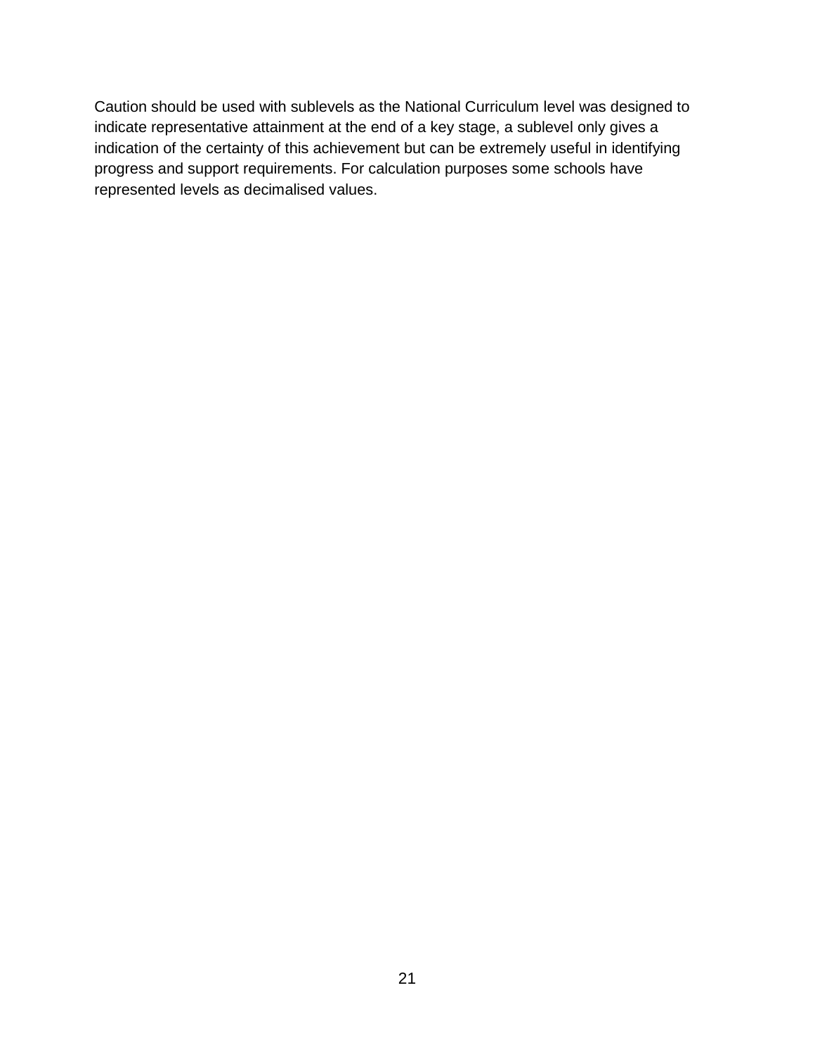Caution should be used with sublevels as the National Curriculum level was designed to indicate representative attainment at the end of a key stage, a sublevel only gives a indication of the certainty of this achievement but can be extremely useful in identifying progress and support requirements. For calculation purposes some schools have represented levels as decimalised values.